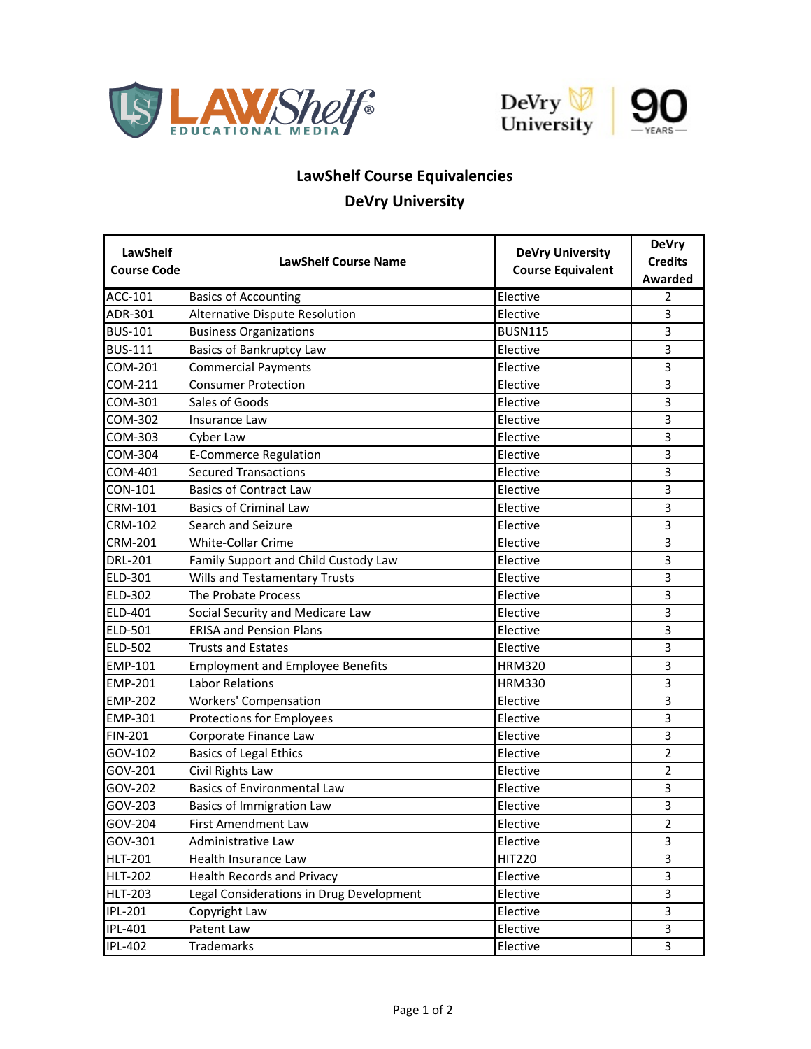# LawShelf Course Equivalencies

## DeVry University

| LawShelf Course Code | LawShelf Course Name | DeVry University Course Equivalent | DeVry Credits Awarded |
|---|---|---|---|
| ACC-101 | Basics of Accounting | Elective | 2 |
| ADR-301 | Alternative Dispute Resolution | Elective | 3 |
| BUS-101 | Business Organizations | BUSN115 | 3 |
| BUS-111 | Basics of Bankruptcy Law | Elective | 3 |
| COM-201 | Commercial Payments | Elective | 3 |
| COM-211 | Consumer Protection | Elective | 3 |
| COM-301 | Sales of Goods | Elective | 3 |
| COM-302 | Insurance Law | Elective | 3 |
| COM-303 | Cyber Law | Elective | 3 |
| COM-304 | E-Commerce Regulation | Elective | 3 |
| COM-401 | Secured Transactions | Elective | 3 |
| CON-101 | Basics of Contract Law | Elective | 3 |
| CRM-101 | Basics of Criminal Law | Elective | 3 |
| CRM-102 | Search and Seizure | Elective | 3 |
| CRM-201 | White-Collar Crime | Elective | 3 |
| DRL-201 | Family Support and Child Custody Law | Elective | 3 |
| ELD-301 | Wills and Testamentary Trusts | Elective | 3 |
| ELD-302 | The Probate Process | Elective | 3 |
| ELD-401 | Social Security and Medicare Law | Elective | 3 |
| ELD-501 | ERISA and Pension Plans | Elective | 3 |
| ELD-502 | Trusts and Estates | Elective | 3 |
| EMP-101 | Employment and Employee Benefits | HRM320 | 3 |
| EMP-201 | Labor Relations | HRM330 | 3 |
| EMP-202 | Workers' Compensation | Elective | 3 |
| EMP-301 | Protections for Employees | Elective | 3 |
| FIN-201 | Corporate Finance Law | Elective | 3 |
| GOV-102 | Basics of Legal Ethics | Elective | 2 |
| GOV-201 | Civil Rights Law | Elective | 2 |
| GOV-202 | Basics of Environmental Law | Elective | 3 |
| GOV-203 | Basics of Immigration Law | Elective | 3 |
| GOV-204 | First Amendment Law | Elective | 2 |
| GOV-301 | Administrative Law | Elective | 3 |
| HLT-201 | Health Insurance Law | HIT220 | 3 |
| HLT-202 | Health Records and Privacy | Elective | 3 |
| HLT-203 | Legal Considerations in Drug Development | Elective | 3 |
| IPL-201 | Copyright Law | Elective | 3 |
| IPL-401 | Patent Law | Elective | 3 |
| IPL-402 | Trademarks | Elective | 3 |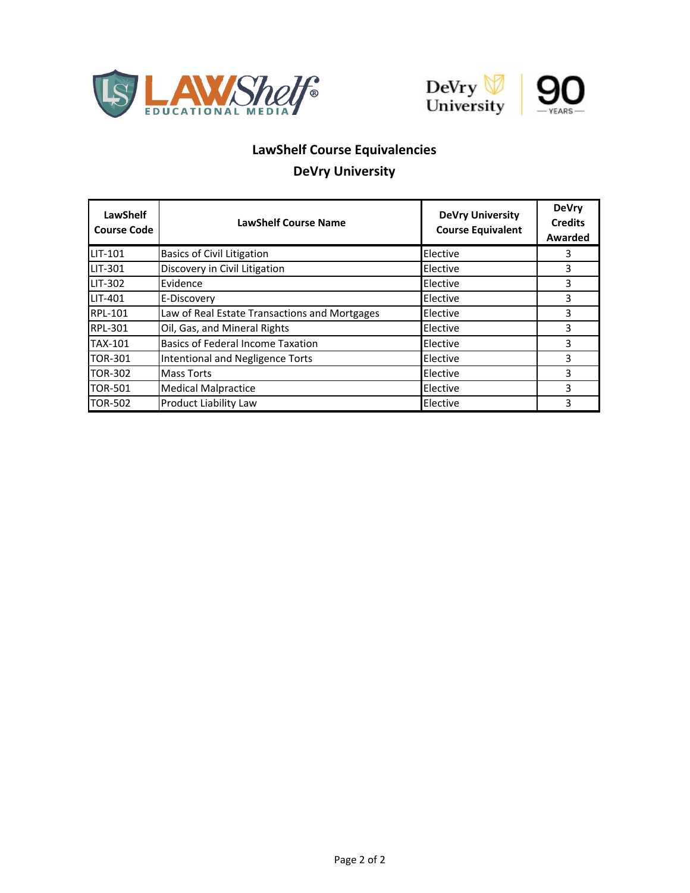## LawShelf Course Equivalencies

## DeVry University

| LawShelf Course Code | LawShelf Course Name | DeVry University Course Equivalent | DeVry Credits Awarded |
|---|---|---|---|
| LIT-101 | Basics of Civil Litigation | Elective | 3 |
| LIT-301 | Discovery in Civil Litigation | Elective | 3 |
| LIT-302 | Evidence | Elective | 3 |
| LIT-401 | E-Discovery | Elective | 3 |
| RPL-101 | Law of Real Estate Transactions and Mortgages | Elective | 3 |
| RPL-301 | Oil, Gas, and Mineral Rights | Elective | 3 |
| TAX-101 | Basics of Federal Income Taxation | Elective | 3 |
| TOR-301 | Intentional and Negligence Torts | Elective | 3 |
| TOR-302 | Mass Torts | Elective | 3 |
| TOR-501 | Medical Malpractice | Elective | 3 |
| TOR-502 | Product Liability Law | Elective | 3 |